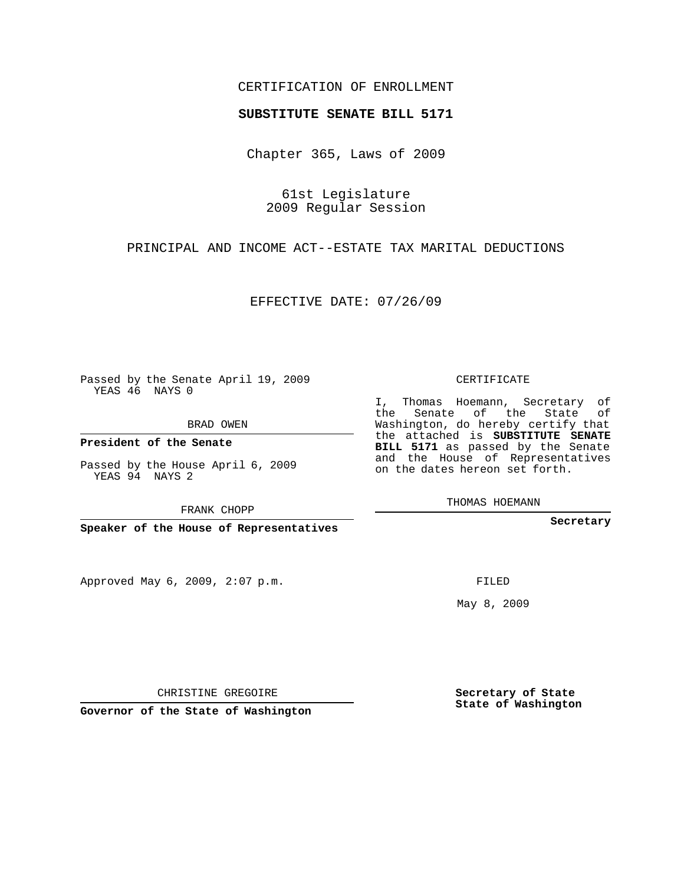CERTIFICATION OF ENROLLMENT

**SUBSTITUTE SENATE BILL 5171**

Chapter 365, Laws of 2009

61st Legislature
2009 Regular Session

PRINCIPAL AND INCOME ACT--ESTATE TAX MARITAL DEDUCTIONS

EFFECTIVE DATE: 07/26/09

Passed by the Senate April 19, 2009
YEAS 46 NAYS 0

BRAD OWEN

**President of the Senate**

Passed by the House April 6, 2009
YEAS 94 NAYS 2

FRANK CHOPP

**Speaker of the House of Representatives**

CERTIFICATE

I, Thomas Hoemann, Secretary of the Senate of the State of Washington, do hereby certify that the attached is **SUBSTITUTE SENATE BILL 5171** as passed by the Senate and the House of Representatives on the dates hereon set forth.

THOMAS HOEMANN

**Secretary**

Approved May 6, 2009, 2:07 p.m.

FILED

May 8, 2009

CHRISTINE GREGOIRE

**Governor of the State of Washington**

**Secretary of State**
**State of Washington**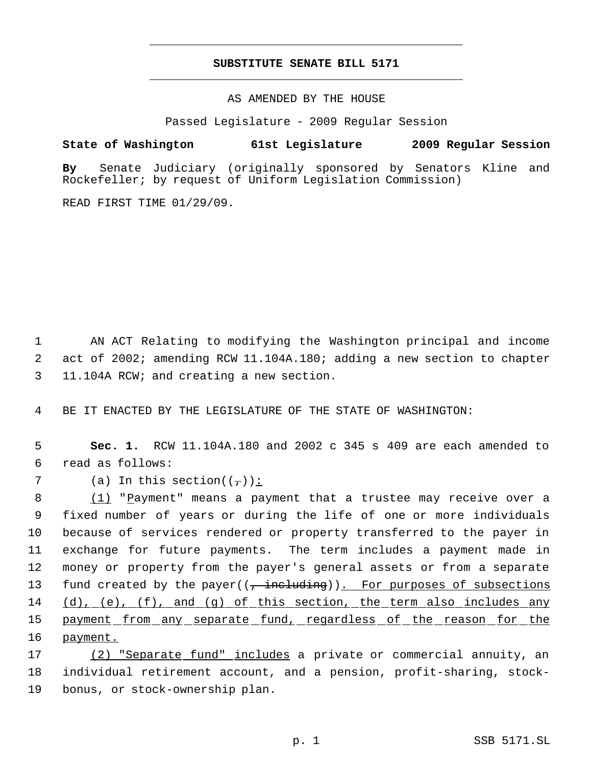# SUBSTITUTE SENATE BILL 5171

AS AMENDED BY THE HOUSE

Passed Legislature - 2009 Regular Session

**State of Washington 61st Legislature 2009 Regular Session**

**By** Senate Judiciary (originally sponsored by Senators Kline and Rockefeller; by request of Uniform Legislation Commission)

READ FIRST TIME 01/29/09.

1 AN ACT Relating to modifying the Washington principal and income
2 act of 2002; amending RCW 11.104A.180; adding a new section to chapter
3 11.104A RCW; and creating a new section.

4 BE IT ENACTED BY THE LEGISLATURE OF THE STATE OF WASHINGTON:

5 **Sec. 1.** RCW 11.104A.180 and 2002 c 345 s 409 are each amended to
6 read as follows:

7 (a) In this section((~~,~~)): 

8 (1) "Payment" means a payment that a trustee may receive over a
9 fixed number of years or during the life of one or more individuals
10 because of services rendered or property transferred to the payer in
11 exchange for future payments. The term includes a payment made in
12 money or property from the payer's general assets or from a separate
13 fund created by the payer((~~, including~~)). For purposes of subsections
14 (d), (e), (f), and (g) of this section, the term also includes any
15 payment from any separate fund, regardless of the reason for the
16 payment.

17 (2) "Separate fund" includes a private or commercial annuity, an
18 individual retirement account, and a pension, profit-sharing, stock-
19 bonus, or stock-ownership plan.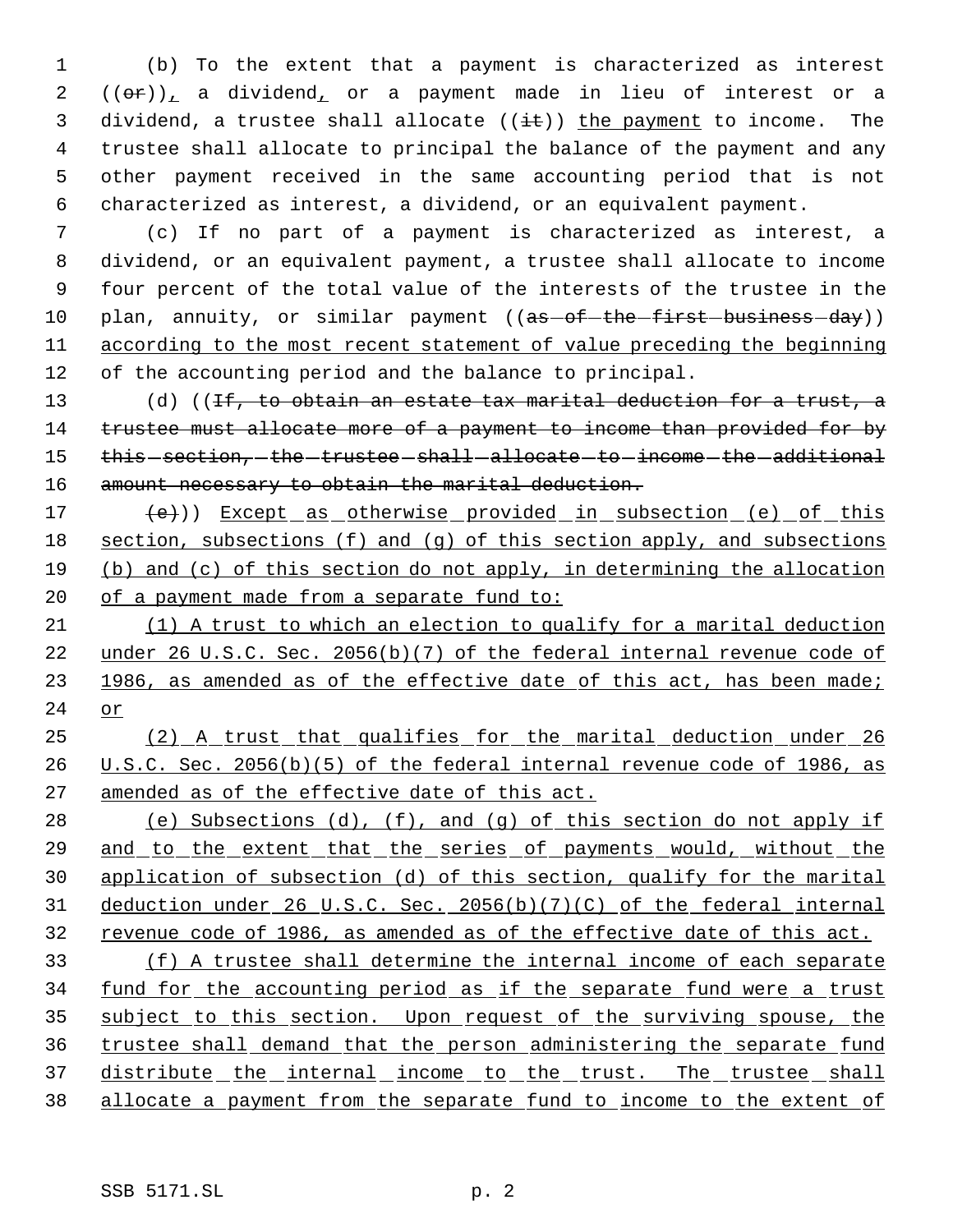(b) To the extent that a payment is characterized as interest ((or)), a dividend, or a payment made in lieu of interest or a dividend, a trustee shall allocate ((it)) the payment to income. The trustee shall allocate to principal the balance of the payment and any other payment received in the same accounting period that is not characterized as interest, a dividend, or an equivalent payment.

(c) If no part of a payment is characterized as interest, a dividend, or an equivalent payment, a trustee shall allocate to income four percent of the total value of the interests of the trustee in the plan, annuity, or similar payment ((as of the first business day)) according to the most recent statement of value preceding the beginning of the accounting period and the balance to principal.

(d) ((If, to obtain an estate tax marital deduction for a trust, a trustee must allocate more of a payment to income than provided for by this section, the trustee shall allocate to income the additional amount necessary to obtain the marital deduction.

(e))) Except as otherwise provided in subsection (e) of this section, subsections (f) and (g) of this section apply, and subsections (b) and (c) of this section do not apply, in determining the allocation of a payment made from a separate fund to:

(1) A trust to which an election to qualify for a marital deduction under 26 U.S.C. Sec. 2056(b)(7) of the federal internal revenue code of 1986, as amended as of the effective date of this act, has been made; or

(2) A trust that qualifies for the marital deduction under 26 U.S.C. Sec. 2056(b)(5) of the federal internal revenue code of 1986, as amended as of the effective date of this act.

(e) Subsections (d), (f), and (g) of this section do not apply if and to the extent that the series of payments would, without the application of subsection (d) of this section, qualify for the marital deduction under 26 U.S.C. Sec. 2056(b)(7)(C) of the federal internal revenue code of 1986, as amended as of the effective date of this act.

(f) A trustee shall determine the internal income of each separate fund for the accounting period as if the separate fund were a trust subject to this section. Upon request of the surviving spouse, the trustee shall demand that the person administering the separate fund distribute the internal income to the trust. The trustee shall allocate a payment from the separate fund to income to the extent of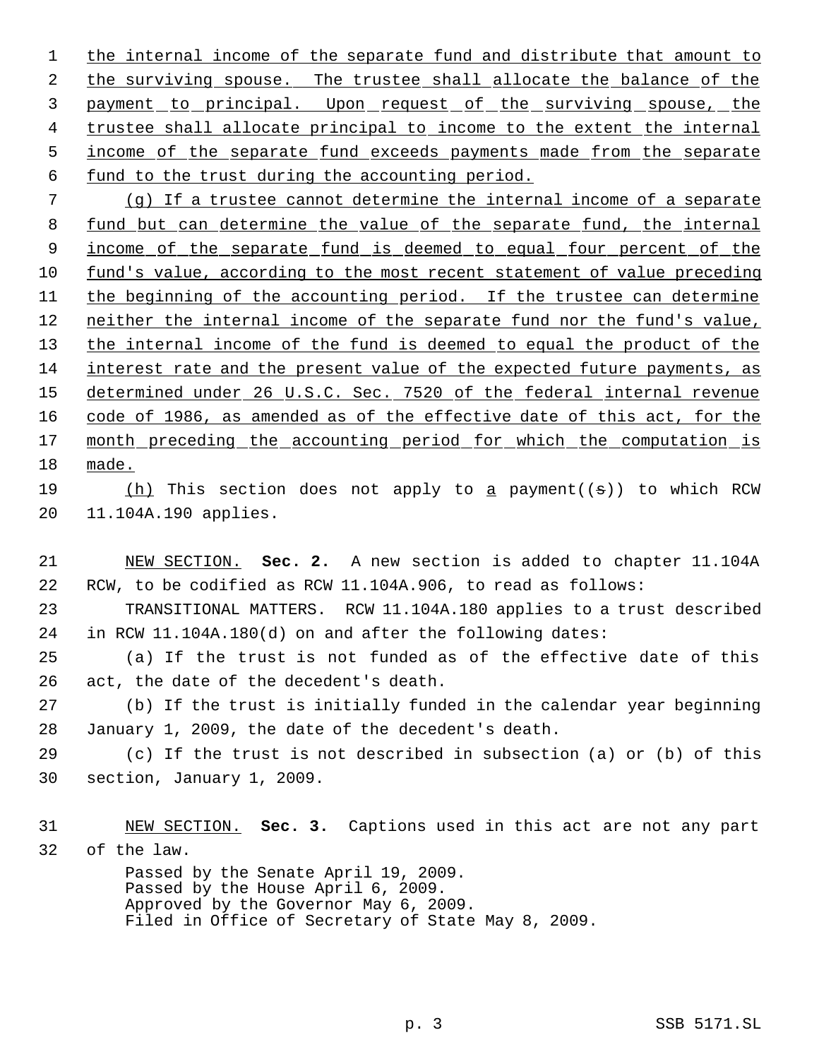the internal income of the separate fund and distribute that amount to the surviving spouse. The trustee shall allocate the balance of the payment to principal. Upon request of the surviving spouse, the trustee shall allocate principal to income to the extent the internal income of the separate fund exceeds payments made from the separate fund to the trust during the accounting period.

(g) If a trustee cannot determine the internal income of a separate fund but can determine the value of the separate fund, the internal income of the separate fund is deemed to equal four percent of the fund's value, according to the most recent statement of value preceding the beginning of the accounting period. If the trustee can determine neither the internal income of the separate fund nor the fund's value, the internal income of the fund is deemed to equal the product of the interest rate and the present value of the expected future payments, as determined under 26 U.S.C. Sec. 7520 of the federal internal revenue code of 1986, as amended as of the effective date of this act, for the month preceding the accounting period for which the computation is made.

(h) This section does not apply to a payment((s)) to which RCW 11.104A.190 applies.

NEW SECTION. **Sec. 2.** A new section is added to chapter 11.104A RCW, to be codified as RCW 11.104A.906, to read as follows:

TRANSITIONAL MATTERS. RCW 11.104A.180 applies to a trust described in RCW 11.104A.180(d) on and after the following dates:

(a) If the trust is not funded as of the effective date of this act, the date of the decedent's death.

(b) If the trust is initially funded in the calendar year beginning January 1, 2009, the date of the decedent's death.

(c) If the trust is not described in subsection (a) or (b) of this section, January 1, 2009.

NEW SECTION. **Sec. 3.** Captions used in this act are not any part of the law.

Passed by the Senate April 19, 2009.
Passed by the House April 6, 2009.
Approved by the Governor May 6, 2009.
Filed in Office of Secretary of State May 8, 2009.